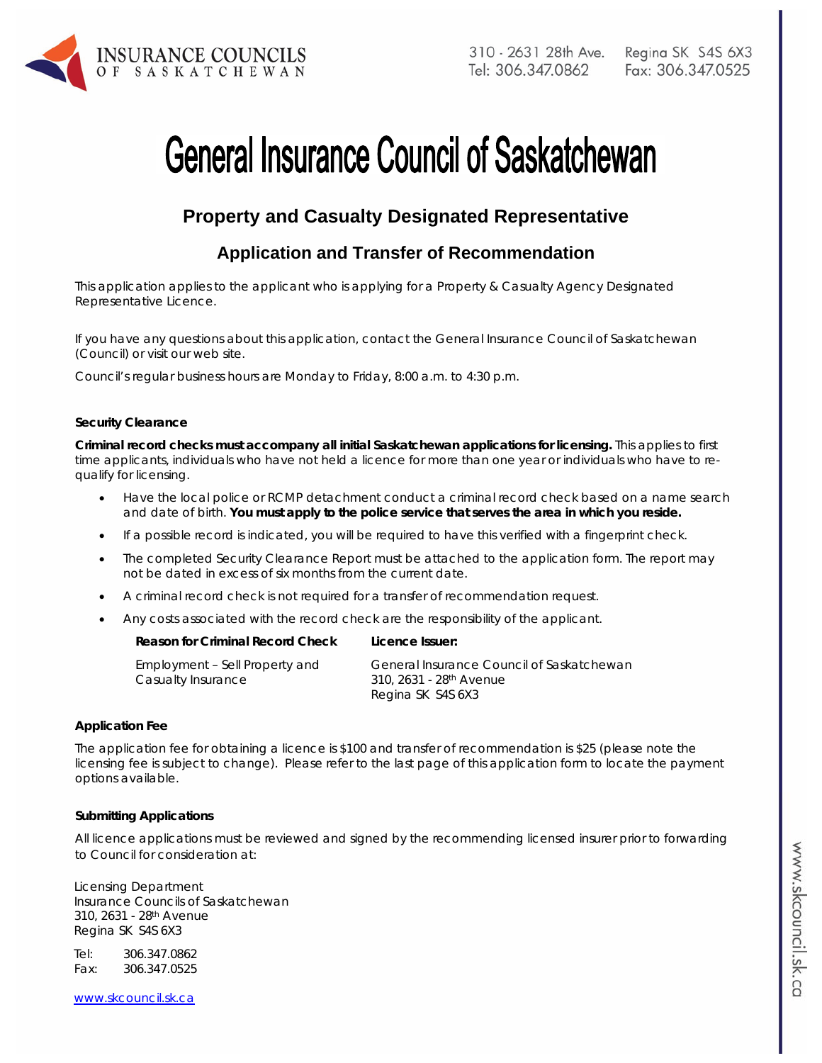INSURANCE COUNCILS OF SASKATCHEWAN

310 - 2631 28th Ave. Regina SK S4S 6X3
Tel: 306.347.0862 Fax: 306.347.0525

# General Insurance Council of Saskatchewan

## Property and Casualty Designated Representative

## Application and Transfer of Recommendation

This application applies to the applicant who is applying for a Property & Casualty Agency Designated Representative Licence.

If you have any questions about this application, contact the General Insurance Council of Saskatchewan (Council) or visit our web site.

Council's regular business hours are Monday to Friday, 8:00 a.m. to 4:30 p.m.

### Security Clearance

**Criminal record checks must accompany all initial Saskatchewan applications for licensing.** This applies to first time applicants, individuals who have not held a licence for more than one year or individuals who have to re-qualify for licensing.

- Have the local police or RCMP detachment conduct a criminal record check based on a name search and date of birth. **You must apply to the police service that serves the area in which you reside.**
- If a possible record is indicated, you will be required to have this verified with a fingerprint check.
- The completed Security Clearance Report must be attached to the application form. The report may not be dated in excess of six months from the current date.
- A criminal record check is not required for a transfer of recommendation request.
- Any costs associated with the record check are the responsibility of the applicant.

| Reason for Criminal Record Check | Licence Issuer: |
|---|---|
| Employment – Sell Property and Casualty Insurance | General Insurance Council of Saskatchewan<br>310, 2631 - 28th Avenue<br>Regina SK S4S 6X3 |

### Application Fee

The application fee for obtaining a licence is $100 and transfer of recommendation is $25 (please note the licensing fee is subject to change). Please refer to the last page of this application form to locate the payment options available.

### Submitting Applications

All licence applications must be reviewed and signed by the recommending licensed insurer prior to forwarding to Council for consideration at:

Licensing Department
Insurance Councils of Saskatchewan
310, 2631 - 28th Avenue
Regina SK S4S 6X3

Tel: 306.347.0862
Fax: 306.347.0525

www.skcouncil.sk.ca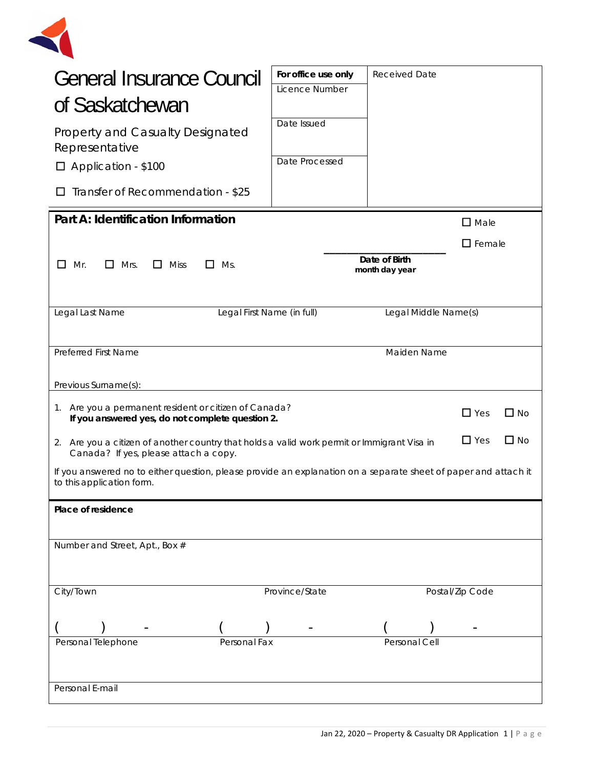# General Insurance Council of Saskatchewan

## Property and Casualty Designated Representative

☐ Application - $100

☐ Transfer of Recommendation - $25

| For office use only | Received Date |
|---|---|
| Licence Number | |
| Date Issued | |
| Date Processed | |

## Part A: Identification Information

☐ Mr. ☐ Mrs. ☐ Miss ☐ Ms.

______________________
**Date of Birth**
**month day year**

☐ Male

☐ Female

| Legal Last Name | Legal First Name (in full) | Legal Middle Name(s) |
|---|---|---|
| | | |

| Preferred First Name | Maiden Name |
|---|---|
| | |

Previous Surname(s):

1. Are you a permanent resident or citizen of Canada? ☐ Yes ☐ No
   **If you answered yes, do not complete question 2.**
2. Are you a citizen of another country that holds a valid work permit or Immigrant Visa in Canada? If yes, please attach a copy. ☐ Yes ☐ No

If you answered no to either question, please provide an explanation on a separate sheet of paper and attach it to this application form.

**Place of residence**

Number and Street, Apt., Box #

| City/Town | Province/State | Postal/Zip Code |
|---|---|---|
| | | |

| ( ) - | ( ) - | ( ) - |
|---|---|---|
| Personal Telephone | Personal Fax | Personal Cell |

Personal E-mail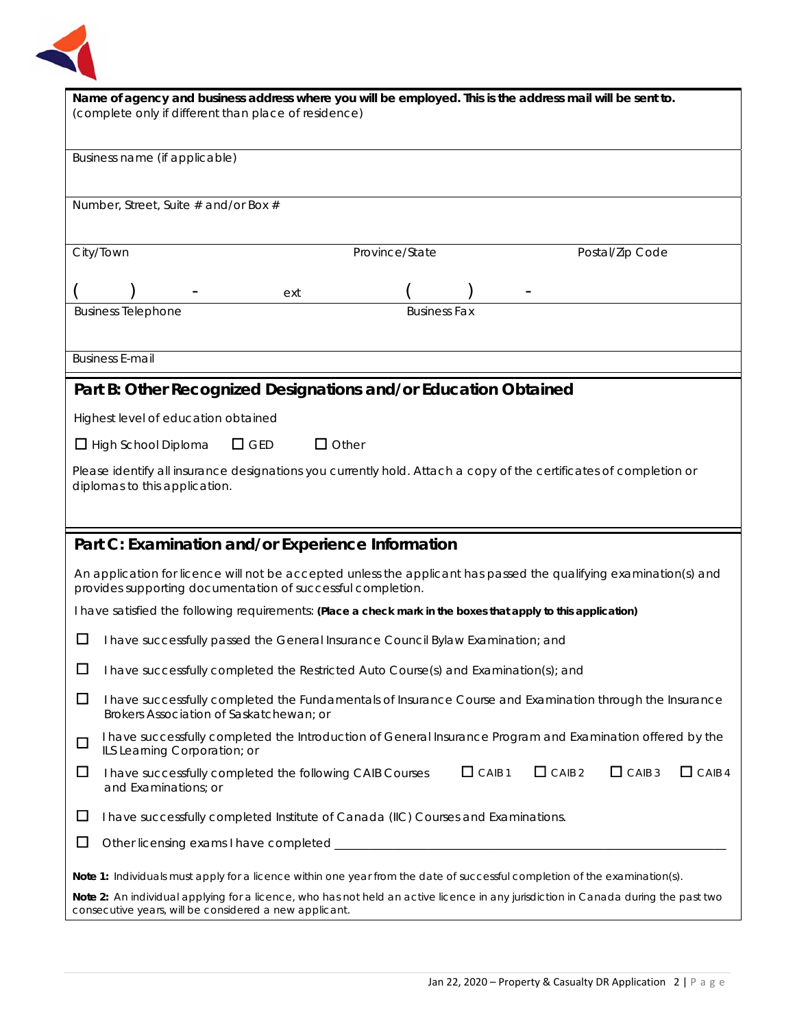**Name of agency and business address where you will be employed. This is the address mail will be sent to.**
(complete only if different than place of residence)

Business name (if applicable)

Number, Street, Suite # and/or Box #

| City/Town | Province/State | Postal/Zip Code |
|---|---|---|

( ) - ext ( ) -

| Business Telephone | Business Fax |
|---|---|

Business E-mail

## Part B: Other Recognized Designations and/or Education Obtained

Highest level of education obtained

☐ High School Diploma ☐ GED ☐ Other

Please identify all insurance designations you currently hold. Attach a copy of the certificates of completion or diplomas to this application.

## Part C: Examination and/or Experience Information

An application for licence will not be accepted unless the applicant has passed the qualifying examination(s) and provides supporting documentation of successful completion.

I have satisfied the following requirements: **(Place a check mark in the boxes that apply to this application)**

☐ I have successfully passed the General Insurance Council Bylaw Examination; and

☐ I have successfully completed the Restricted Auto Course(s) and Examination(s); and

☐ I have successfully completed the Fundamentals of Insurance Course and Examination through the Insurance Brokers Association of Saskatchewan; or

☐ I have successfully completed the Introduction of General Insurance Program and Examination offered by the ILS Learning Corporation; or

☐ I have successfully completed the following CAIB Courses and Examinations; or ☐ CAIB 1 ☐ CAIB 2 ☐ CAIB 3 ☐ CAIB 4

☐ I have successfully completed Institute of Canada (IIC) Courses and Examinations.

☐ Other licensing exams I have completed ______________________________

**Note 1:** Individuals must apply for a licence within one year from the date of successful completion of the examination(s).

**Note 2:** An individual applying for a licence, who has not held an active licence in any jurisdiction in Canada during the past two consecutive years, will be considered a new applicant.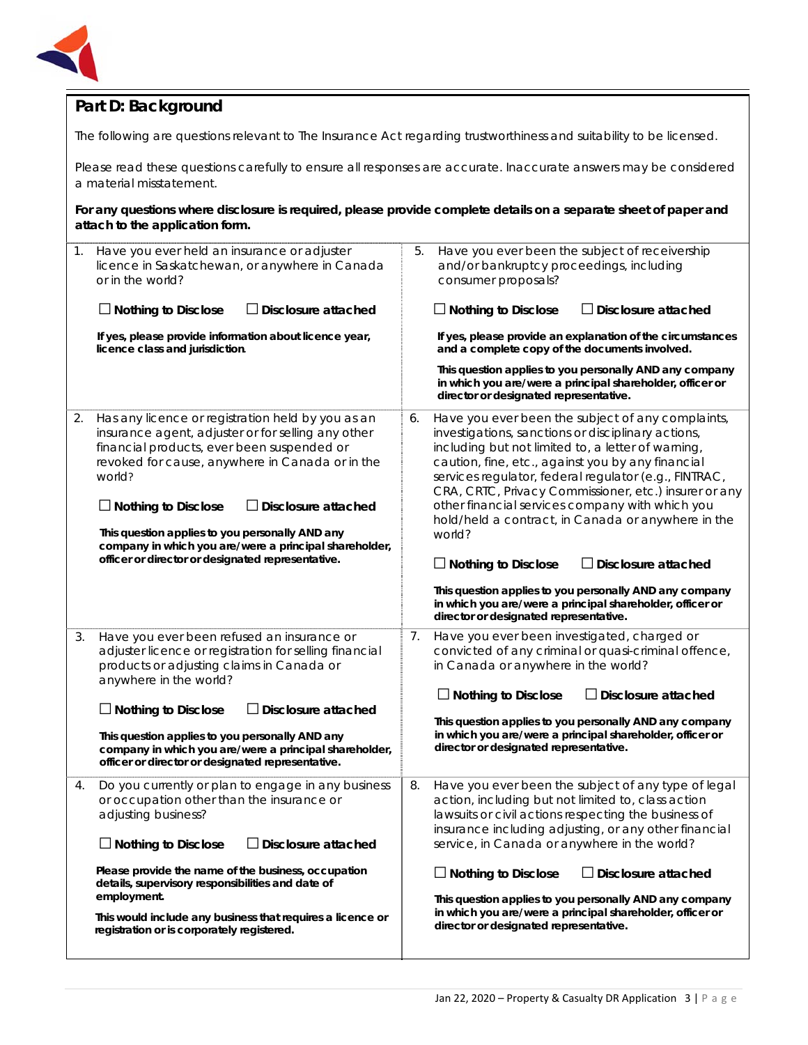## Part D: Background

The following are questions relevant to The Insurance Act regarding trustworthiness and suitability to be licensed.

Please read these questions carefully to ensure all responses are accurate. Inaccurate answers may be considered a material misstatement.

**For any questions where disclosure is required, please provide complete details on a separate sheet of paper and attach to the application form.**

1. Have you ever held an insurance or adjuster licence in Saskatchewan, or anywhere in Canada or in the world?

   ☐ **Nothing to Disclose** ☐ **Disclosure attached**

   **If yes, please provide information about licence year, licence class and jurisdiction.**

2. Has any licence or registration held by you as an insurance agent, adjuster or for selling any other financial products, ever been suspended or revoked for cause, anywhere in Canada or in the world?

   ☐ **Nothing to Disclose** ☐ **Disclosure attached**

   **This question applies to you personally AND any company in which you are/were a principal shareholder, officer or director or designated representative.**

3. Have you ever been refused an insurance or adjuster licence or registration for selling financial products or adjusting claims in Canada or anywhere in the world?

   ☐ **Nothing to Disclose** ☐ **Disclosure attached**

   **This question applies to you personally AND any company in which you are/were a principal shareholder, officer or director or designated representative.**

4. Do you currently or plan to engage in any business or occupation other than the insurance or adjusting business?

   ☐ **Nothing to Disclose** ☐ **Disclosure attached**

   **Please provide the name of the business, occupation details, supervisory responsibilities and date of employment.**

   **This would include any business that requires a licence or registration or is corporately registered.**

5. Have you ever been the subject of receivership and/or bankruptcy proceedings, including consumer proposals?

   ☐ **Nothing to Disclose** ☐ **Disclosure attached**

   **If yes, please provide an explanation of the circumstances and a complete copy of the documents involved.**

   **This question applies to you personally AND any company in which you are/were a principal shareholder, officer or director or designated representative.**

6. Have you ever been the subject of any complaints, investigations, sanctions or disciplinary actions, including but not limited to, a letter of warning, caution, fine, etc., against you by any financial services regulator, federal regulator (e.g., FINTRAC, CRA, CRTC, Privacy Commissioner, etc.) insurer or any other financial services company with which you hold/held a contract, in Canada or anywhere in the world?

   ☐ **Nothing to Disclose** ☐ **Disclosure attached**

   **This question applies to you personally AND any company in which you are/were a principal shareholder, officer or director or designated representative.**

7. Have you ever been investigated, charged or convicted of any criminal or quasi-criminal offence, in Canada or anywhere in the world?

   ☐ **Nothing to Disclose** ☐ **Disclosure attached**

   **This question applies to you personally AND any company in which you are/were a principal shareholder, officer or director or designated representative.**

8. Have you ever been the subject of any type of legal action, including but not limited to, class action lawsuits or civil actions respecting the business of insurance including adjusting, or any other financial service, in Canada or anywhere in the world?

   ☐ **Nothing to Disclose** ☐ **Disclosure attached**

   **This question applies to you personally AND any company in which you are/were a principal shareholder, officer or director or designated representative.**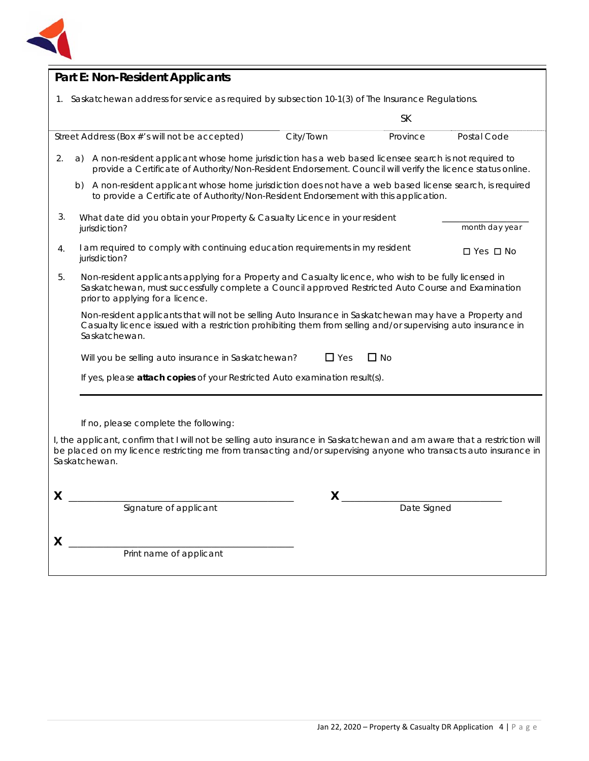## Part E: Non-Resident Applicants

1. Saskatchewan address for service as required by subsection 10-1(3) of The Insurance Regulations.

| Street Address (Box #'s will not be accepted) | City/Town | Province | Postal Code |
|---|---|---|---|
| | | SK | |

2. a) A non-resident applicant whose home jurisdiction has a web based licensee search is not required to provide a Certificate of Authority/Non-Resident Endorsement. Council will verify the licence status online.

   b) A non-resident applicant whose home jurisdiction does not have a web based license search, is required to provide a Certificate of Authority/Non-Resident Endorsement with this application.

3. What date did you obtain your Property & Casualty Licence in your resident jurisdiction? ____________ month day year

4. I am required to comply with continuing education requirements in my resident jurisdiction? ☐ Yes ☐ No

5. Non-resident applicants applying for a Property and Casualty licence, who wish to be fully licensed in Saskatchewan, must successfully complete a Council approved Restricted Auto Course and Examination prior to applying for a licence.

   Non-resident applicants that will not be selling Auto Insurance in Saskatchewan may have a Property and Casualty licence issued with a restriction prohibiting them from selling and/or supervising auto insurance in Saskatchewan.

   Will you be selling auto insurance in Saskatchewan? ☐ Yes ☐ No

   If yes, please **attach copies** of your Restricted Auto examination result(s).

---

If no, please complete the following:

I, the applicant, confirm that I will not be selling auto insurance in Saskatchewan and am aware that a restriction will be placed on my licence restricting me from transacting and/or supervising anyone who transacts auto insurance in Saskatchewan.

X ______________________________ Signature of applicant

X ______________________________ Date Signed

X ______________________________ Print name of applicant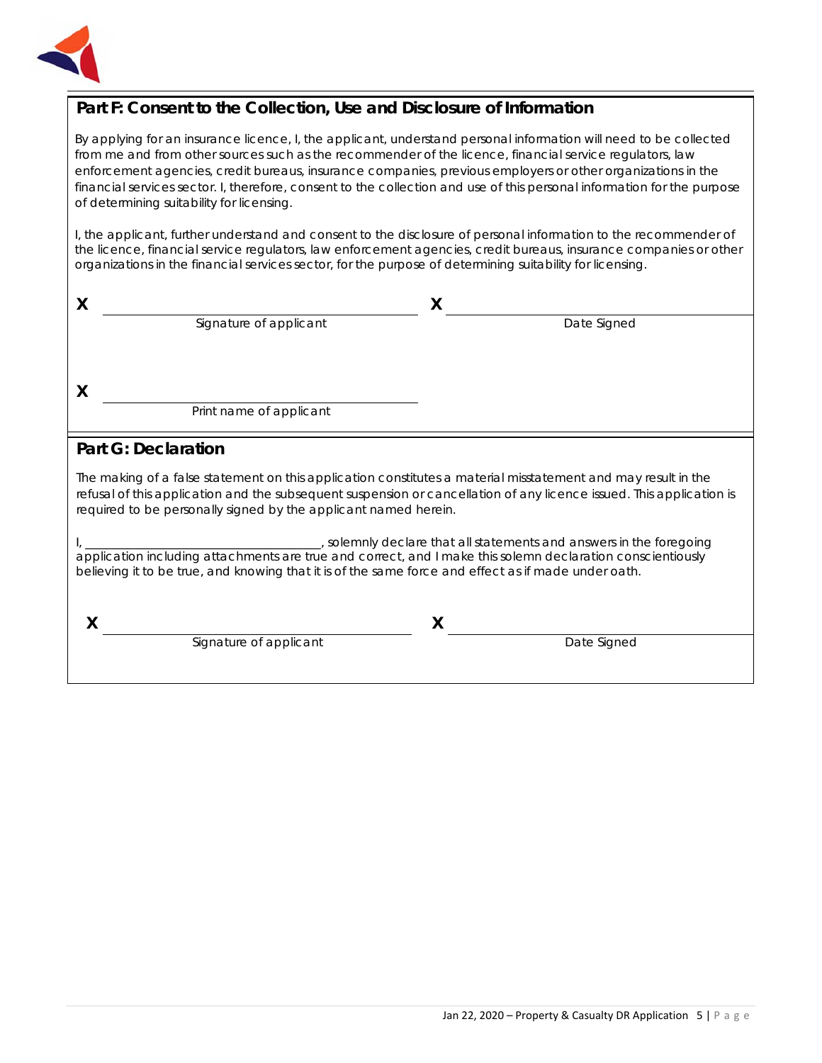## Part F: Consent to the Collection, Use and Disclosure of Information

By applying for an insurance licence, I, the applicant, understand personal information will need to be collected from me and from other sources such as the recommender of the licence, financial service regulators, law enforcement agencies, credit bureaus, insurance companies, previous employers or other organizations in the financial services sector. I, therefore, consent to the collection and use of this personal information for the purpose of determining suitability for licensing.

I, the applicant, further understand and consent to the disclosure of personal information to the recommender of the licence, financial service regulators, law enforcement agencies, credit bureaus, insurance companies or other organizations in the financial services sector, for the purpose of determining suitability for licensing.

X ______________________________ X ______________________________

Signature of applicant Date Signed

X ______________________________

Print name of applicant

## Part G: Declaration

The making of a false statement on this application constitutes a material misstatement and may result in the refusal of this application and the subsequent suspension or cancellation of any licence issued. This application is required to be personally signed by the applicant named herein.

I, ______________________________, solemnly declare that all statements and answers in the foregoing application including attachments are true and correct, and I make this solemn declaration conscientiously believing it to be true, and knowing that it is of the same force and effect as if made under oath.

X ______________________________ X ______________________________

Signature of applicant Date Signed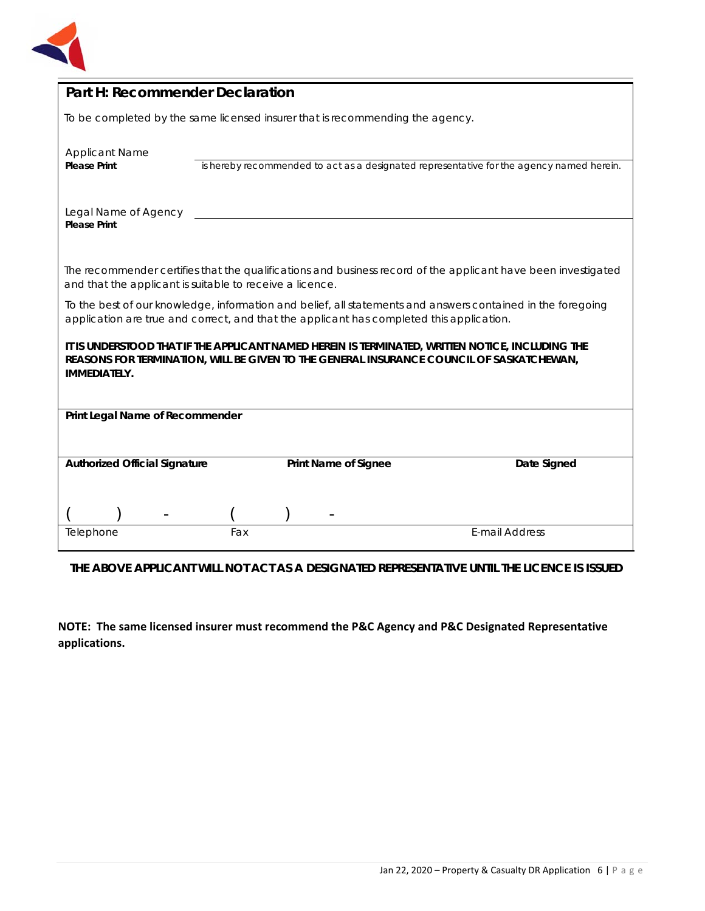## Part H: Recommender Declaration

To be completed by the same licensed insurer that is recommending the agency.

Applicant Name
**Please Print** ______________________________ is hereby recommended to act as a designated representative for the agency named herein.

Legal Name of Agency
**Please Print** ______________________________

The recommender certifies that the qualifications and business record of the applicant have been investigated and that the applicant is suitable to receive a licence.

To the best of our knowledge, information and belief, all statements and answers contained in the foregoing application are true and correct, and that the applicant has completed this application.

**IT IS UNDERSTOOD THAT IF THE APPLICANT NAMED HEREIN IS TERMINATED, WRITTEN NOTICE, INCLUDING THE REASONS FOR TERMINATION, WILL BE GIVEN TO THE GENERAL INSURANCE COUNCIL OF SASKATCHEWAN, IMMEDIATELY.**

**Print Legal Name of Recommender**

| **Authorized Official Signature** | **Print Name of Signee** | **Date Signed** |
|---|---|---|
| | | |

| ( ) - | ( ) - | |
|---|---|---|
| Telephone | Fax | E-mail Address |

**THE ABOVE APPLICANT WILL NOT ACT AS A DESIGNATED REPRESENTATIVE UNTIL THE LICENCE IS ISSUED**

**NOTE: The same licensed insurer must recommend the P&C Agency and P&C Designated Representative applications.**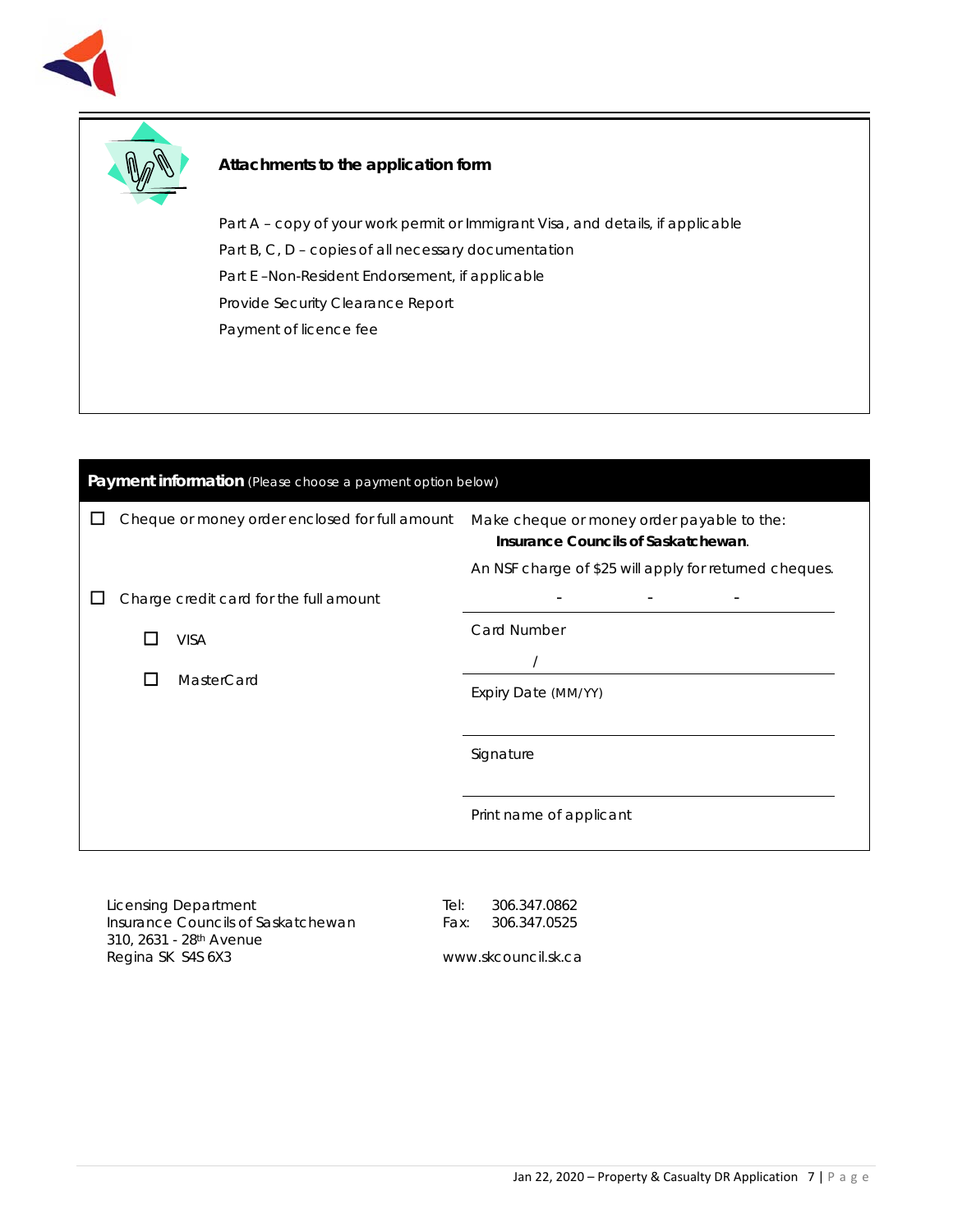## Attachments to the application form

Part A – copy of your work permit or Immigrant Visa, and details, if applicable

Part B, C, D – copies of all necessary documentation

Part E –Non-Resident Endorsement, if applicable

Provide Security Clearance Report

Payment of licence fee

## Payment information (Please choose a payment option below)

☐ Cheque or money order enclosed for full amount

Make cheque or money order payable to the:
**Insurance Councils of Saskatchewan**.

An NSF charge of $25 will apply for returned cheques.

☐ Charge credit card for the full amount

- ☐ VISA
- ☐ MasterCard

\_\_\_\_\_ - \_\_\_\_\_ - \_\_\_\_\_ - \_\_\_\_\_
Card Number

\_\_\_\_\_ / \_\_\_\_\_
Expiry Date (MM/YY)

\_\_\_\_\_\_\_\_\_\_\_\_\_\_\_\_\_\_\_\_
Signature

\_\_\_\_\_\_\_\_\_\_\_\_\_\_\_\_\_\_\_\_
Print name of applicant

Licensing Department
Insurance Councils of Saskatchewan
310, 2631 - 28th Avenue
Regina SK S4S 6X3

Tel: 306.347.0862
Fax: 306.347.0525

www.skcouncil.sk.ca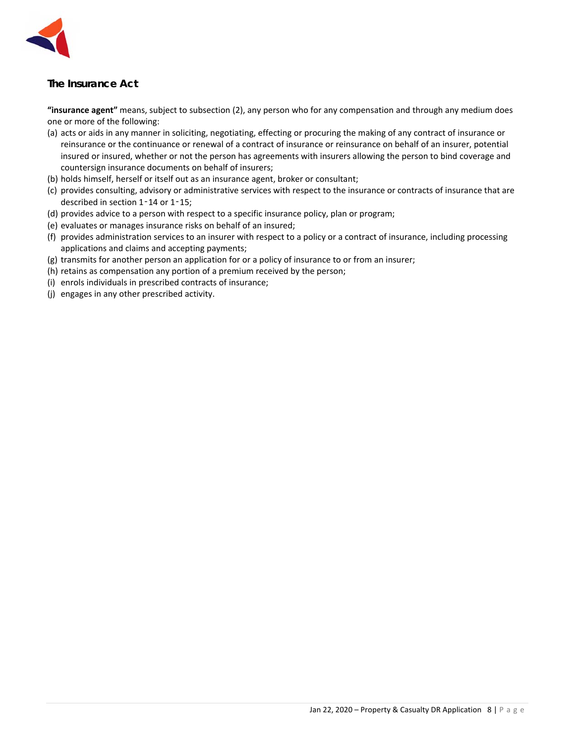## The Insurance Act

**"insurance agent"** means, subject to subsection (2), any person who for any compensation and through any medium does one or more of the following:

(a) acts or aids in any manner in soliciting, negotiating, effecting or procuring the making of any contract of insurance or reinsurance or the continuance or renewal of a contract of insurance or reinsurance on behalf of an insurer, potential insured or insured, whether or not the person has agreements with insurers allowing the person to bind coverage and countersign insurance documents on behalf of insurers;
(b) holds himself, herself or itself out as an insurance agent, broker or consultant;
(c) provides consulting, advisory or administrative services with respect to the insurance or contracts of insurance that are described in section 1‑14 or 1‑15;
(d) provides advice to a person with respect to a specific insurance policy, plan or program;
(e) evaluates or manages insurance risks on behalf of an insured;
(f) provides administration services to an insurer with respect to a policy or a contract of insurance, including processing applications and claims and accepting payments;
(g) transmits for another person an application for or a policy of insurance to or from an insurer;
(h) retains as compensation any portion of a premium received by the person;
(i) enrols individuals in prescribed contracts of insurance;
(j) engages in any other prescribed activity.